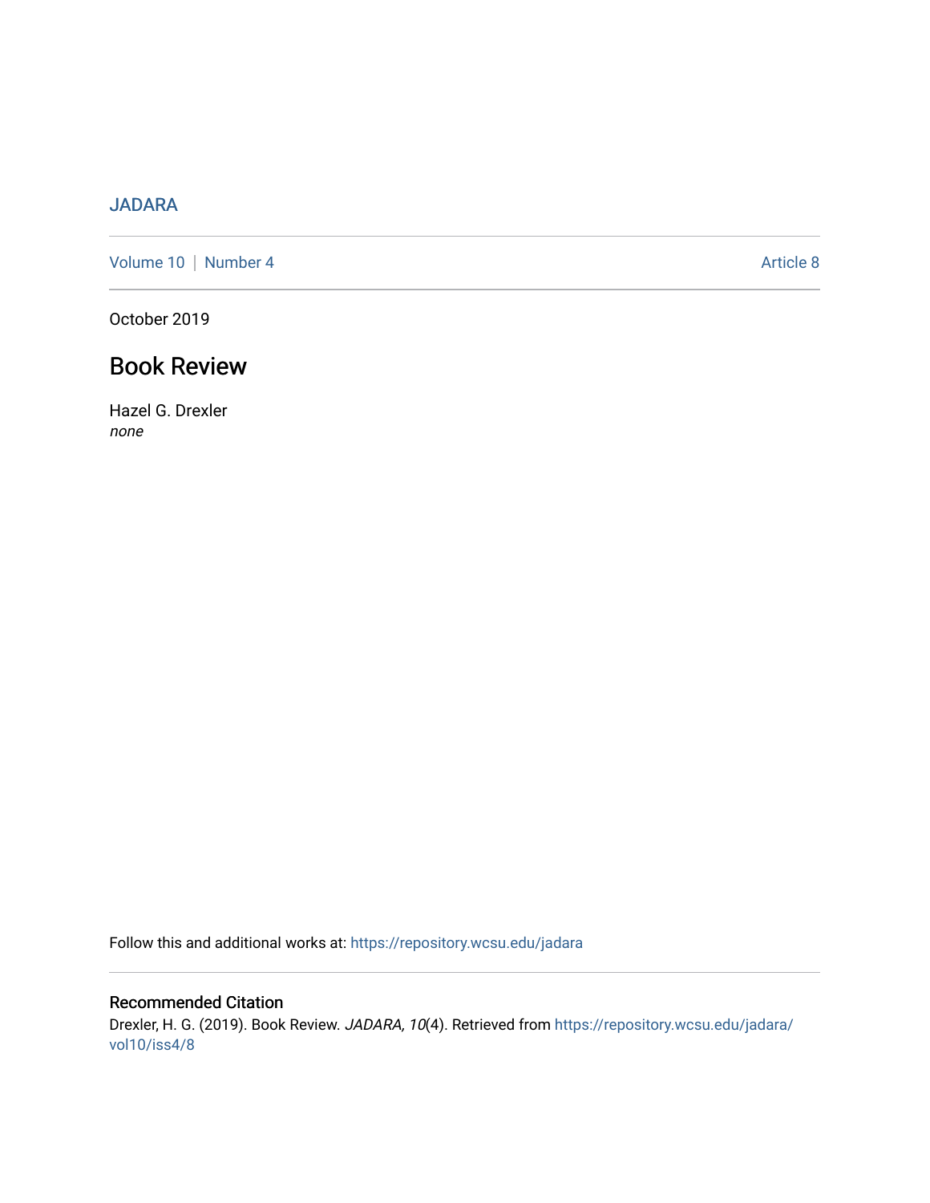JADARA

Volume 10 | Number 4 Article 8

October 2019

# Book Review

Hazel G. Drexler
*none*

Follow this and additional works at: https://repository.wcsu.edu/jadara

## Recommended Citation

Drexler, H. G. (2019). Book Review. *JADARA, 10*(4). Retrieved from https://repository.wcsu.edu/jadara/vol10/iss4/8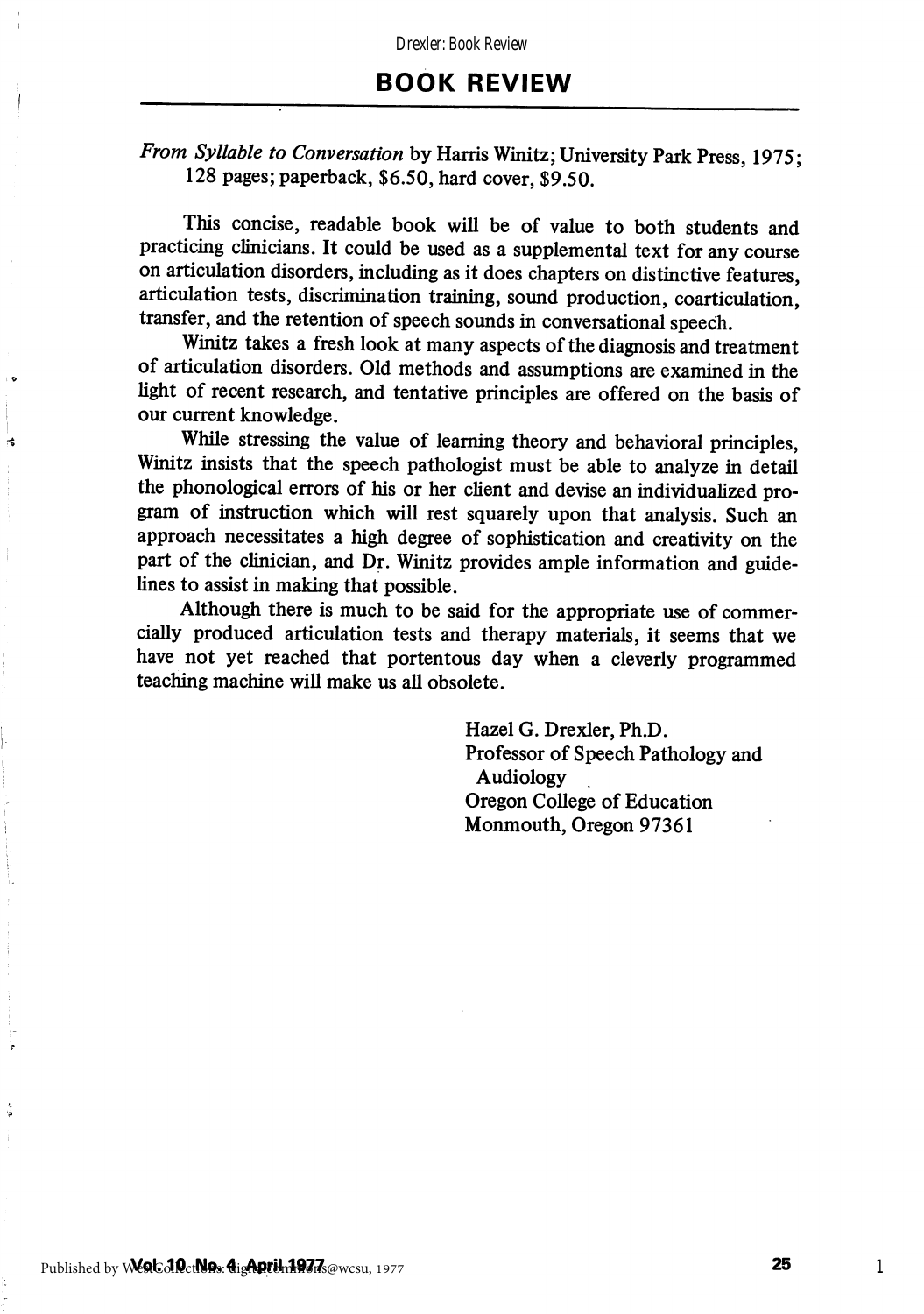## BOOK REVIEW

*From Syllable to Conversation* by Harris Winitz; University Park Press, 1975; 128 pages; paperback, $6.50, hard cover, $9.50.

This concise, readable book will be of value to both students and practicing clinicians. It could be used as a supplemental text for any course on articulation disorders, including as it does chapters on distinctive features, articulation tests, discrimination training, sound production, coarticulation, transfer, and the retention of speech sounds in conversational speech.

Winitz takes a fresh look at many aspects of the diagnosis and treatment of articulation disorders. Old methods and assumptions are examined in the light of recent research, and tentative principles are offered on the basis of our current knowledge.

While stressing the value of learning theory and behavioral principles, Winitz insists that the speech pathologist must be able to analyze in detail the phonological errors of his or her client and devise an individualized program of instruction which will rest squarely upon that analysis. Such an approach necessitates a high degree of sophistication and creativity on the part of the clinician, and Dr. Winitz provides ample information and guidelines to assist in making that possible.

Although there is much to be said for the appropriate use of commercially produced articulation tests and therapy materials, it seems that we have not yet reached that portentous day when a cleverly programmed teaching machine will make us all obsolete.

Hazel G. Drexler, Ph.D.
Professor of Speech Pathology and Audiology
Oregon College of Education
Monmouth, Oregon 97361